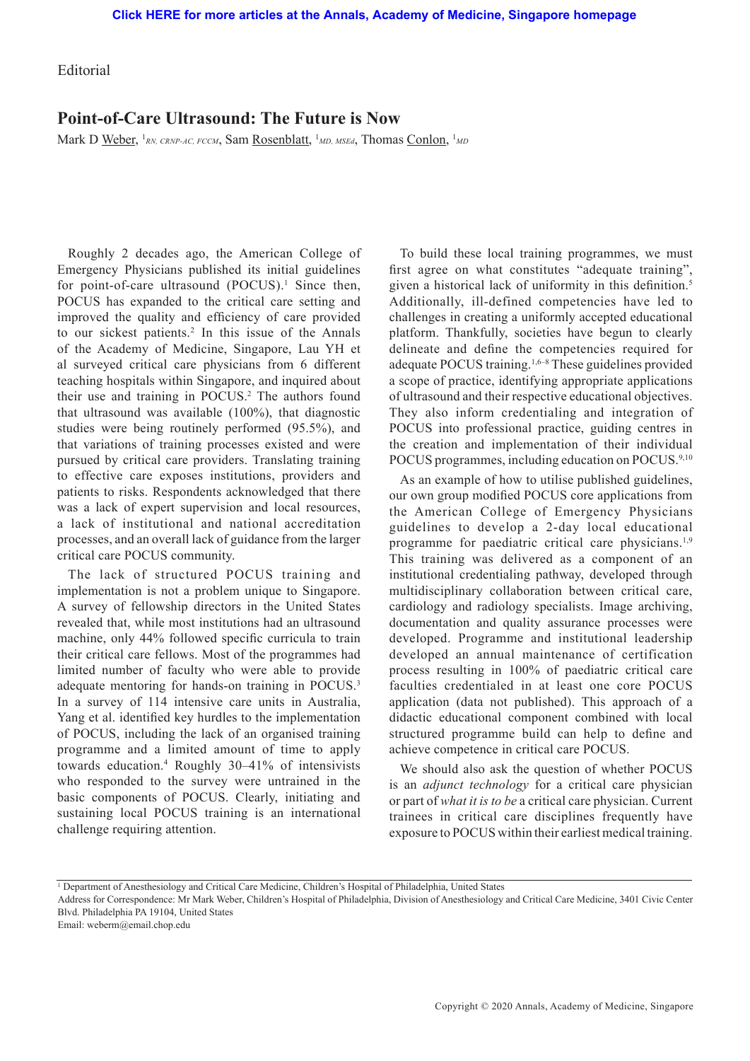Editorial

# Point-of-Care Ultrasound: The Future is Now

Mark D Weber, [1] *RN, CRNP-AC, FCCM*, Sam Rosenblatt, [1] *MD, MSEd*, Thomas Conlon, [1] *MD*

Roughly 2 decades ago, the American College of Emergency Physicians published its initial guidelines for point-of-care ultrasound (POCUS).[1] Since then, POCUS has expanded to the critical care setting and improved the quality and efficiency of care provided to our sickest patients.[2] In this issue of the Annals of the Academy of Medicine, Singapore, Lau YH et al surveyed critical care physicians from 6 different teaching hospitals within Singapore, and inquired about their use and training in POCUS.[2] The authors found that ultrasound was available (100%), that diagnostic studies were being routinely performed (95.5%), and that variations of training processes existed and were pursued by critical care providers. Translating training to effective care exposes institutions, providers and patients to risks. Respondents acknowledged that there was a lack of expert supervision and local resources, a lack of institutional and national accreditation processes, and an overall lack of guidance from the larger critical care POCUS community.

The lack of structured POCUS training and implementation is not a problem unique to Singapore. A survey of fellowship directors in the United States revealed that, while most institutions had an ultrasound machine, only 44% followed specific curricula to train their critical care fellows. Most of the programmes had limited number of faculty who were able to provide adequate mentoring for hands-on training in POCUS.[3] In a survey of 114 intensive care units in Australia, Yang et al. identified key hurdles to the implementation of POCUS, including the lack of an organised training programme and a limited amount of time to apply towards education.[4] Roughly 30–41% of intensivists who responded to the survey were untrained in the basic components of POCUS. Clearly, initiating and sustaining local POCUS training is an international challenge requiring attention.

To build these local training programmes, we must first agree on what constitutes "adequate training", given a historical lack of uniformity in this definition.[5] Additionally, ill-defined competencies have led to challenges in creating a uniformly accepted educational platform. Thankfully, societies have begun to clearly delineate and define the competencies required for adequate POCUS training.[1,6–8] These guidelines provided a scope of practice, identifying appropriate applications of ultrasound and their respective educational objectives. They also inform credentialing and integration of POCUS into professional practice, guiding centres in the creation and implementation of their individual POCUS programmes, including education on POCUS.[9,10]

As an example of how to utilise published guidelines, our own group modified POCUS core applications from the American College of Emergency Physicians guidelines to develop a 2-day local educational programme for paediatric critical care physicians.[1,9] This training was delivered as a component of an institutional credentialing pathway, developed through multidisciplinary collaboration between critical care, cardiology and radiology specialists. Image archiving, documentation and quality assurance processes were developed. Programme and institutional leadership developed an annual maintenance of certification process resulting in 100% of paediatric critical care faculties credentialed in at least one core POCUS application (data not published). This approach of a didactic educational component combined with local structured programme build can help to define and achieve competence in critical care POCUS.

We should also ask the question of whether POCUS is an *adjunct technology* for a critical care physician or part of *what it is to be* a critical care physician. Current trainees in critical care disciplines frequently have exposure to POCUS within their earliest medical training.

---

[1] Department of Anesthesiology and Critical Care Medicine, Children's Hospital of Philadelphia, United States

Address for Correspondence: Mr Mark Weber, Children's Hospital of Philadelphia, Division of Anesthesiology and Critical Care Medicine, 3401 Civic Center Blvd. Philadelphia PA 19104, United States

Email: weberm@email.chop.edu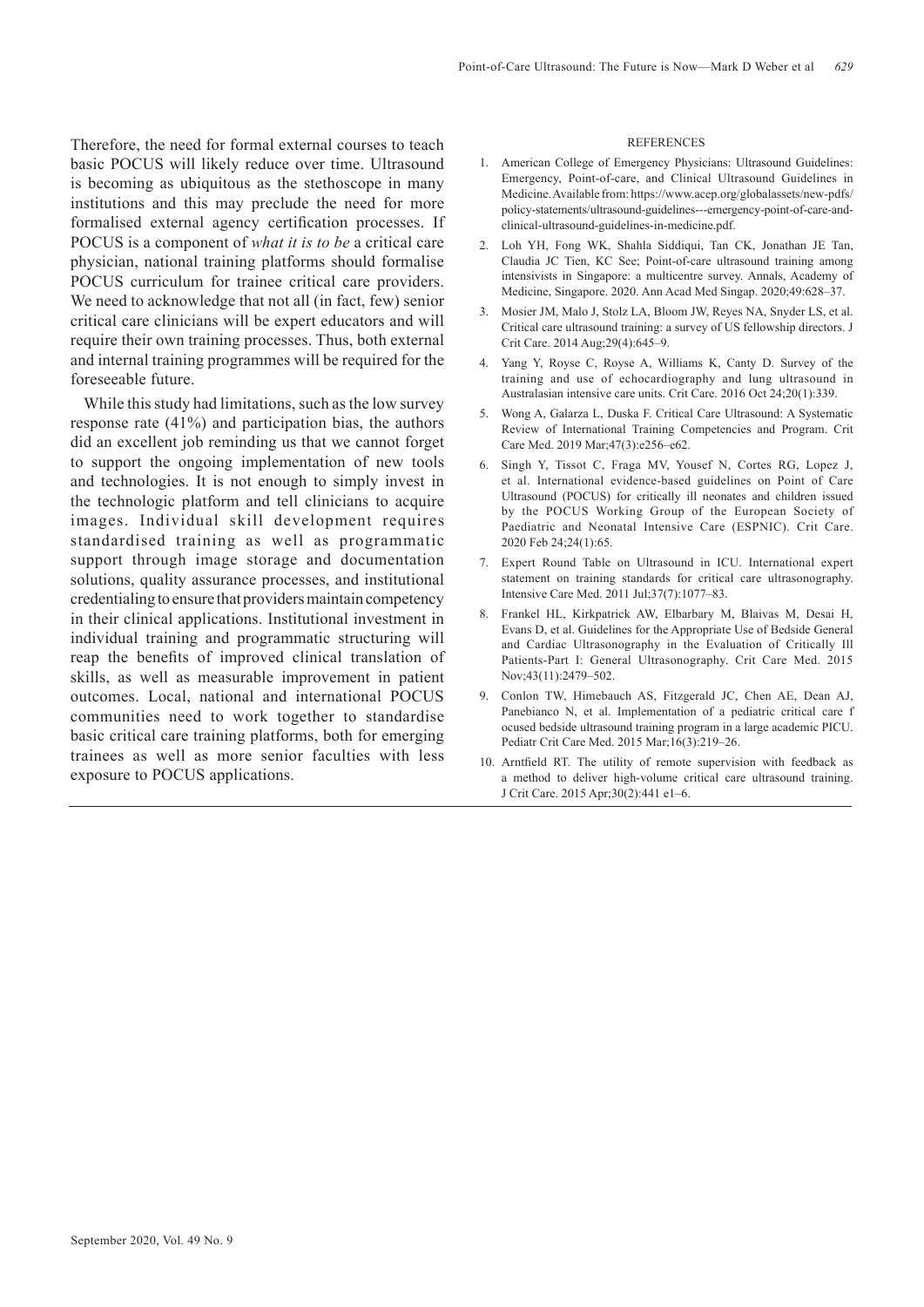Therefore, the need for formal external courses to teach basic POCUS will likely reduce over time. Ultrasound is becoming as ubiquitous as the stethoscope in many institutions and this may preclude the need for more formalised external agency certification processes. If POCUS is a component of *what it is to be* a critical care physician, national training platforms should formalise POCUS curriculum for trainee critical care providers. We need to acknowledge that not all (in fact, few) senior critical care clinicians will be expert educators and will require their own training processes. Thus, both external and internal training programmes will be required for the foreseeable future.

While this study had limitations, such as the low survey response rate (41%) and participation bias, the authors did an excellent job reminding us that we cannot forget to support the ongoing implementation of new tools and technologies. It is not enough to simply invest in the technologic platform and tell clinicians to acquire images. Individual skill development requires standardised training as well as programmatic support through image storage and documentation solutions, quality assurance processes, and institutional credentialing to ensure that providers maintain competency in their clinical applications. Institutional investment in individual training and programmatic structuring will reap the benefits of improved clinical translation of skills, as well as measurable improvement in patient outcomes. Local, national and international POCUS communities need to work together to standardise basic critical care training platforms, both for emerging trainees as well as more senior faculties with less exposure to POCUS applications.

## REFERENCES

1. American College of Emergency Physicians: Ultrasound Guidelines: Emergency, Point-of-care, and Clinical Ultrasound Guidelines in Medicine. Available from: https://www.acep.org/globalassets/new-pdfs/policy-statements/ultrasound-guidelines---emergency-point-of-care-and-clinical-ultrasound-guidelines-in-medicine.pdf.
2. Loh YH, Fong WK, Shahla Siddiqui, Tan CK, Jonathan JE Tan, Claudia JC Tien, KC See; Point-of-care ultrasound training among intensivists in Singapore: a multicentre survey. Annals, Academy of Medicine, Singapore. 2020. Ann Acad Med Singap. 2020;49:628–37.
3. Mosier JM, Malo J, Stolz LA, Bloom JW, Reyes NA, Snyder LS, et al. Critical care ultrasound training: a survey of US fellowship directors. J Crit Care. 2014 Aug;29(4):645–9.
4. Yang Y, Royse C, Royse A, Williams K, Canty D. Survey of the training and use of echocardiography and lung ultrasound in Australasian intensive care units. Crit Care. 2016 Oct 24;20(1):339.
5. Wong A, Galarza L, Duska F. Critical Care Ultrasound: A Systematic Review of International Training Competencies and Program. Crit Care Med. 2019 Mar;47(3):e256–e62.
6. Singh Y, Tissot C, Fraga MV, Yousef N, Cortes RG, Lopez J, et al. International evidence-based guidelines on Point of Care Ultrasound (POCUS) for critically ill neonates and children issued by the POCUS Working Group of the European Society of Paediatric and Neonatal Intensive Care (ESPNIC). Crit Care. 2020 Feb 24;24(1):65.
7. Expert Round Table on Ultrasound in ICU. International expert statement on training standards for critical care ultrasonography. Intensive Care Med. 2011 Jul;37(7):1077–83.
8. Frankel HL, Kirkpatrick AW, Elbarbary M, Blaivas M, Desai H, Evans D, et al. Guidelines for the Appropriate Use of Bedside General and Cardiac Ultrasonography in the Evaluation of Critically Ill Patients-Part I: General Ultrasonography. Crit Care Med. 2015 Nov;43(11):2479–502.
9. Conlon TW, Himebauch AS, Fitzgerald JC, Chen AE, Dean AJ, Panebianco N, et al. Implementation of a pediatric critical care f ocused bedside ultrasound training program in a large academic PICU. Pediatr Crit Care Med. 2015 Mar;16(3):219–26.
10. Arntfield RT. The utility of remote supervision with feedback as a method to deliver high-volume critical care ultrasound training. J Crit Care. 2015 Apr;30(2):441 e1–6.